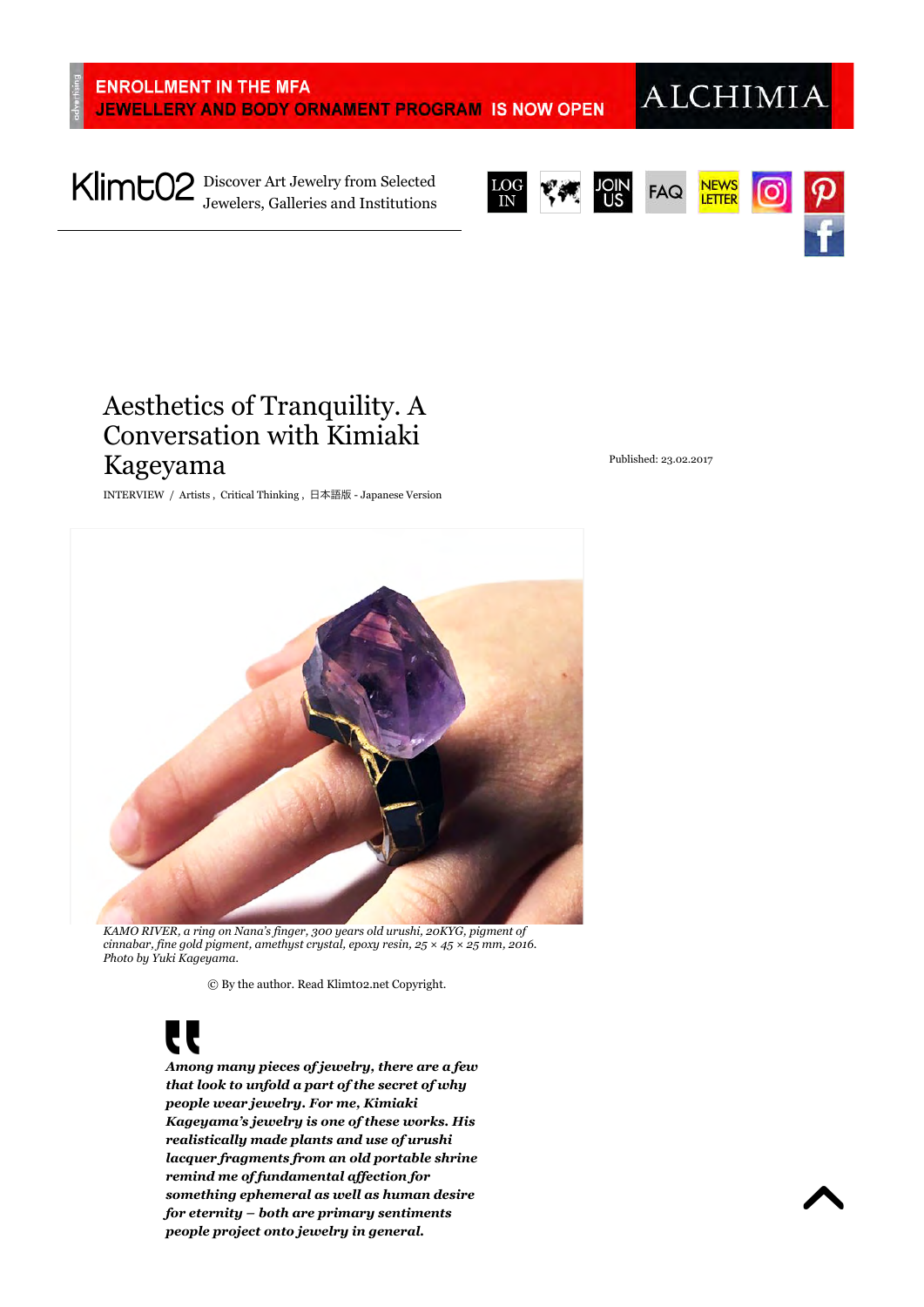ENROLLMENT IN THE MFA JEWELLERY AND BODY ORNAMENT PROGRAM IS NOW OPEN — ALCHIMIA

Klimt02 Discover Art Jewelry from Selected Jewelers, Galleries and Institutions

# Aesthetics of Tranquility. A Conversation with Kimiaki Kageyama

Published: 23.02.2017

INTERVIEW / Artists , Critical Thinking , 日本語版 - Japanese Version

*KAMO RIVER, a ring on Nana's finger, 300 years old urushi, 20KYG, pigment of cinnabar, fine gold pigment, amethyst crystal, epoxy resin, 25 × 45 × 25 mm, 2016. Photo by Yuki Kageyama.*

© By the author. Read Klimt02.net Copyright.

***Among many pieces of jewelry, there are a few that look to unfold a part of the secret of why people wear jewelry. For me, Kimiaki Kageyama's jewelry is one of these works. His realistically made plants and use of urushi lacquer fragments from an old portable shrine remind me of fundamental affection for something ephemeral as well as human desire for eternity – both are primary sentiments people project onto jewelry in general.***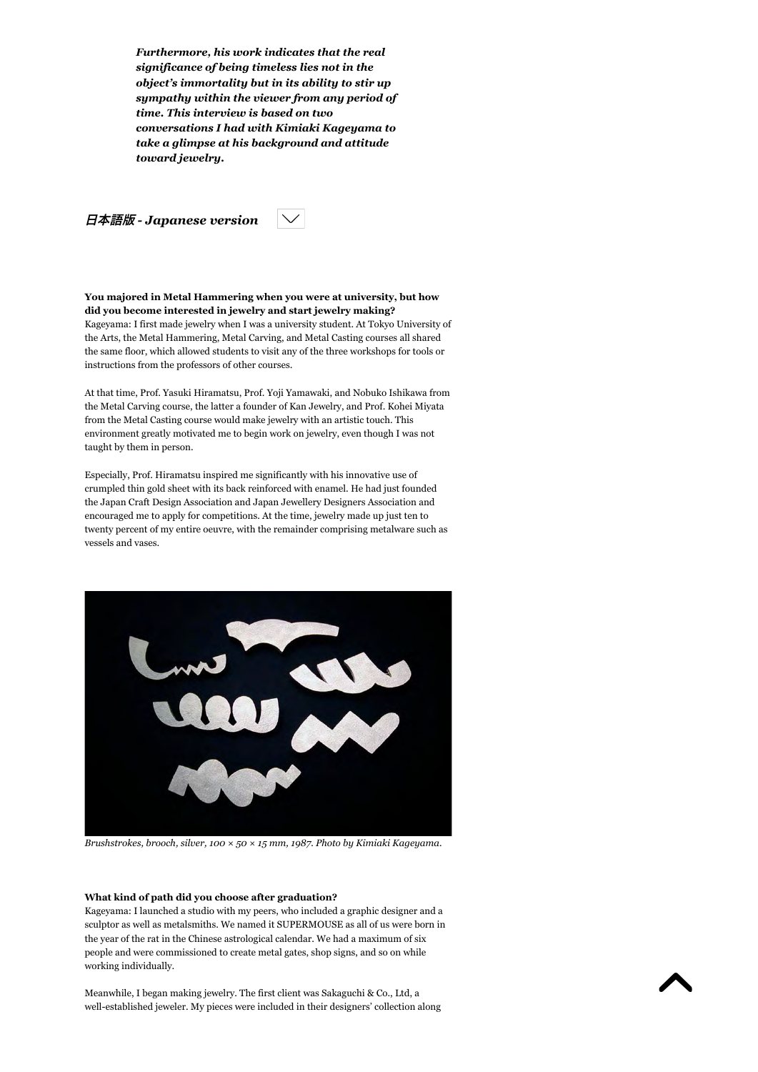***Furthermore, his work indicates that the real significance of being timeless lies not in the object's immortality but in its ability to stir up sympathy within the viewer from any period of time. This interview is based on two conversations I had with Kimiaki Kageyama to take a glimpse at his background and attitude toward jewelry.***

***日本語版 - Japanese version***

**You majored in Metal Hammering when you were at university, but how did you become interested in jewelry and start jewelry making?**
Kageyama: I first made jewelry when I was a university student. At Tokyo University of the Arts, the Metal Hammering, Metal Carving, and Metal Casting courses all shared the same floor, which allowed students to visit any of the three workshops for tools or instructions from the professors of other courses.

At that time, Prof. Yasuki Hiramatsu, Prof. Yoji Yamawaki, and Nobuko Ishikawa from the Metal Carving course, the latter a founder of Kan Jewelry, and Prof. Kohei Miyata from the Metal Casting course would make jewelry with an artistic touch. This environment greatly motivated me to begin work on jewelry, even though I was not taught by them in person.

Especially, Prof. Hiramatsu inspired me significantly with his innovative use of crumpled thin gold sheet with its back reinforced with enamel. He had just founded the Japan Craft Design Association and Japan Jewellery Designers Association and encouraged me to apply for competitions. At the time, jewelry made up just ten to twenty percent of my entire oeuvre, with the remainder comprising metalware such as vessels and vases.

*Brushstrokes, brooch, silver, 100 × 50 × 15 mm, 1987. Photo by Kimiaki Kageyama.*

**What kind of path did you choose after graduation?**
Kageyama: I launched a studio with my peers, who included a graphic designer and a sculptor as well as metalsmiths. We named it SUPERMOUSE as all of us were born in the year of the rat in the Chinese astrological calendar. We had a maximum of six people and were commissioned to create metal gates, shop signs, and so on while working individually.

Meanwhile, I began making jewelry. The first client was Sakaguchi & Co., Ltd, a well-established jeweler. My pieces were included in their designers' collection along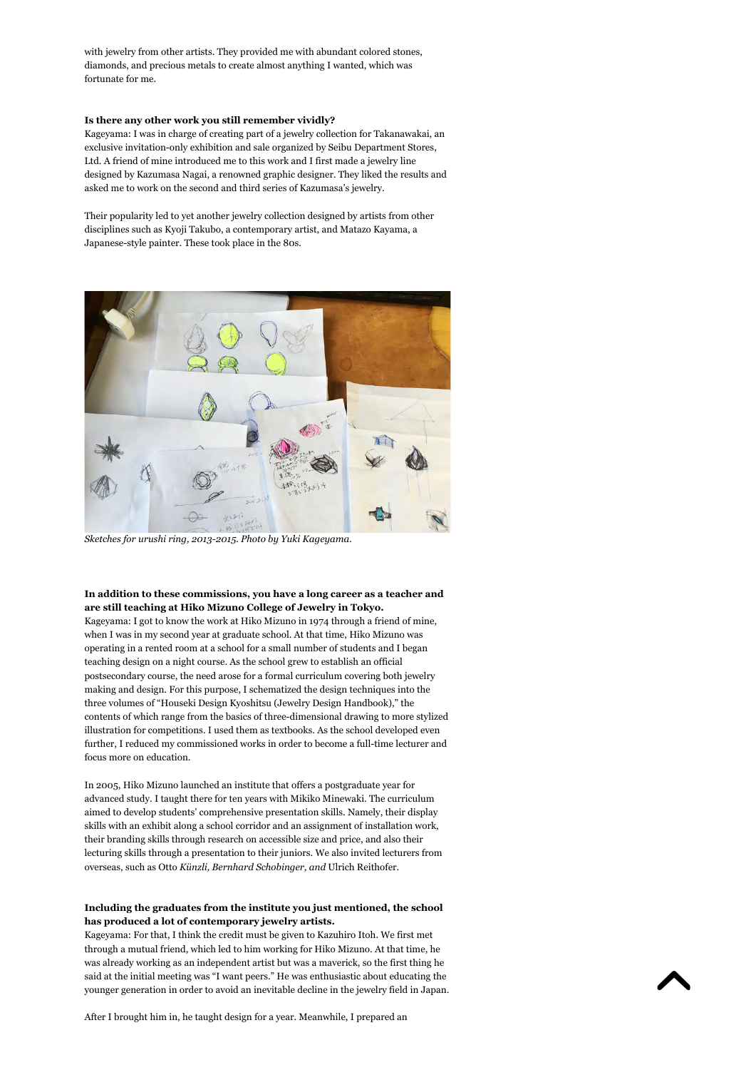with jewelry from other artists. They provided me with abundant colored stones, diamonds, and precious metals to create almost anything I wanted, which was fortunate for me.

**Is there any other work you still remember vividly?**

Kageyama: I was in charge of creating part of a jewelry collection for Takanawakai, an exclusive invitation-only exhibition and sale organized by Seibu Department Stores, Ltd. A friend of mine introduced me to this work and I first made a jewelry line designed by Kazumasa Nagai, a renowned graphic designer. They liked the results and asked me to work on the second and third series of Kazumasa's jewelry.

Their popularity led to yet another jewelry collection designed by artists from other disciplines such as Kyoji Takubo, a contemporary artist, and Matazo Kayama, a Japanese-style painter. These took place in the 80s.

*Sketches for urushi ring, 2013-2015. Photo by Yuki Kageyama.*

**In addition to these commissions, you have a long career as a teacher and are still teaching at Hiko Mizuno College of Jewelry in Tokyo.**

Kageyama: I got to know the work at Hiko Mizuno in 1974 through a friend of mine, when I was in my second year at graduate school. At that time, Hiko Mizuno was operating in a rented room at a school for a small number of students and I began teaching design on a night course. As the school grew to establish an official postsecondary course, the need arose for a formal curriculum covering both jewelry making and design. For this purpose, I schematized the design techniques into the three volumes of "Houseki Design Kyoshitsu (Jewelry Design Handbook)," the contents of which range from the basics of three-dimensional drawing to more stylized illustration for competitions. I used them as textbooks. As the school developed even further, I reduced my commissioned works in order to become a full-time lecturer and focus more on education.

In 2005, Hiko Mizuno launched an institute that offers a postgraduate year for advanced study. I taught there for ten years with Mikiko Minewaki. The curriculum aimed to develop students' comprehensive presentation skills. Namely, their display skills with an exhibit along a school corridor and an assignment of installation work, their branding skills through research on accessible size and price, and also their lecturing skills through a presentation to their juniors. We also invited lecturers from overseas, such as Otto *Künzli, Bernhard Schobinger, and* Ulrich Reithofer.

**Including the graduates from the institute you just mentioned, the school has produced a lot of contemporary jewelry artists.**

Kageyama: For that, I think the credit must be given to Kazuhiro Itoh. We first met through a mutual friend, which led to him working for Hiko Mizuno. At that time, he was already working as an independent artist but was a maverick, so the first thing he said at the initial meeting was "I want peers." He was enthusiastic about educating the younger generation in order to avoid an inevitable decline in the jewelry field in Japan.

After I brought him in, he taught design for a year. Meanwhile, I prepared an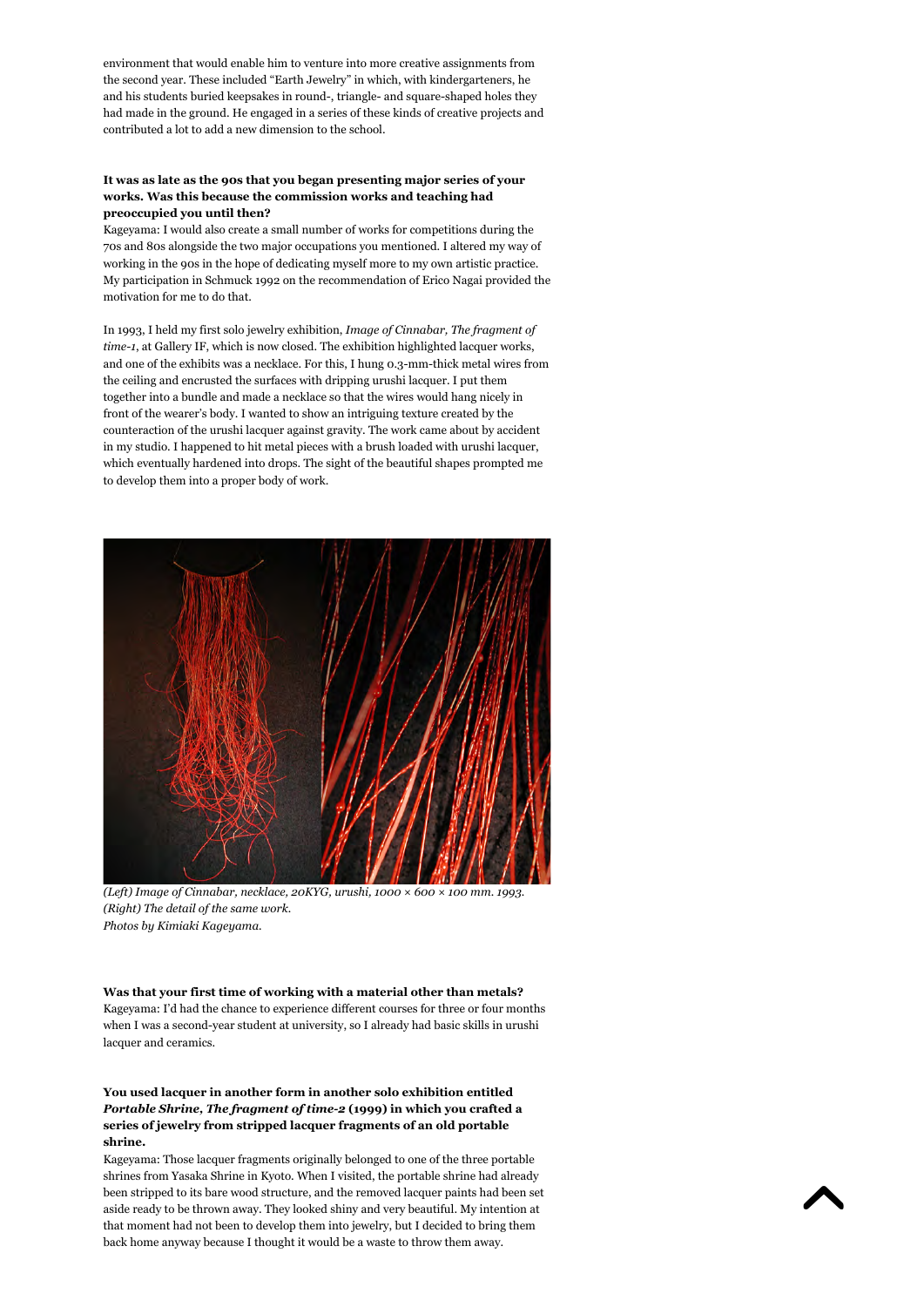environment that would enable him to venture into more creative assignments from the second year. These included "Earth Jewelry" in which, with kindergarteners, he and his students buried keepsakes in round-, triangle- and square-shaped holes they had made in the ground. He engaged in a series of these kinds of creative projects and contributed a lot to add a new dimension to the school.

**It was as late as the 90s that you began presenting major series of your works. Was this because the commission works and teaching had preoccupied you until then?**

Kageyama: I would also create a small number of works for competitions during the 70s and 80s alongside the two major occupations you mentioned. I altered my way of working in the 90s in the hope of dedicating myself more to my own artistic practice. My participation in Schmuck 1992 on the recommendation of Erico Nagai provided the motivation for me to do that.

In 1993, I held my first solo jewelry exhibition, *Image of Cinnabar, The fragment of time-1*, at Gallery IF, which is now closed. The exhibition highlighted lacquer works, and one of the exhibits was a necklace. For this, I hung 0.3-mm-thick metal wires from the ceiling and encrusted the surfaces with dripping urushi lacquer. I put them together into a bundle and made a necklace so that the wires would hang nicely in front of the wearer's body. I wanted to show an intriguing texture created by the counteraction of the urushi lacquer against gravity. The work came about by accident in my studio. I happened to hit metal pieces with a brush loaded with urushi lacquer, which eventually hardened into drops. The sight of the beautiful shapes prompted me to develop them into a proper body of work.

*(Left) Image of Cinnabar, necklace, 20KYG, urushi, 1000 × 600 × 100 mm. 1993.*
*(Right) The detail of the same work.*
*Photos by Kimiaki Kageyama.*

**Was that your first time of working with a material other than metals?**

Kageyama: I'd had the chance to experience different courses for three or four months when I was a second-year student at university, so I already had basic skills in urushi lacquer and ceramics.

**You used lacquer in another form in another solo exhibition entitled *Portable Shrine, The fragment of time-2* (1999) in which you crafted a series of jewelry from stripped lacquer fragments of an old portable shrine.**

Kageyama: Those lacquer fragments originally belonged to one of the three portable shrines from Yasaka Shrine in Kyoto. When I visited, the portable shrine had already been stripped to its bare wood structure, and the removed lacquer paints had been set aside ready to be thrown away. They looked shiny and very beautiful. My intention at that moment had not been to develop them into jewelry, but I decided to bring them back home anyway because I thought it would be a waste to throw them away.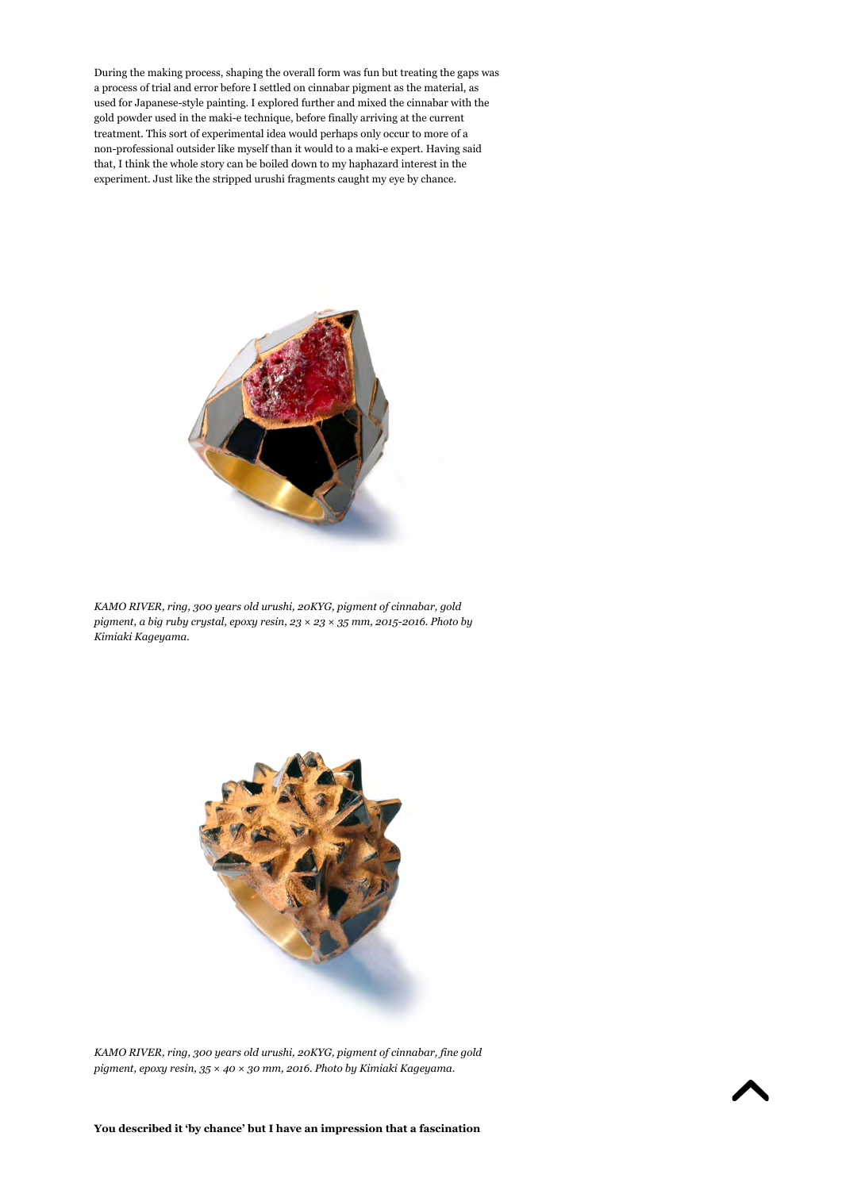During the making process, shaping the overall form was fun but treating the gaps was a process of trial and error before I settled on cinnabar pigment as the material, as used for Japanese-style painting. I explored further and mixed the cinnabar with the gold powder used in the maki-e technique, before finally arriving at the current treatment. This sort of experimental idea would perhaps only occur to more of a non-professional outsider like myself than it would to a maki-e expert. Having said that, I think the whole story can be boiled down to my haphazard interest in the experiment. Just like the stripped urushi fragments caught my eye by chance.

*KAMO RIVER, ring, 300 years old urushi, 20KYG, pigment of cinnabar, gold pigment, a big ruby crystal, epoxy resin, 23 × 23 × 35 mm, 2015-2016. Photo by Kimiaki Kageyama.*

*KAMO RIVER, ring, 300 years old urushi, 20KYG, pigment of cinnabar, fine gold pigment, epoxy resin, 35 × 40 × 30 mm, 2016. Photo by Kimiaki Kageyama.*

**You described it 'by chance' but I have an impression that a fascination**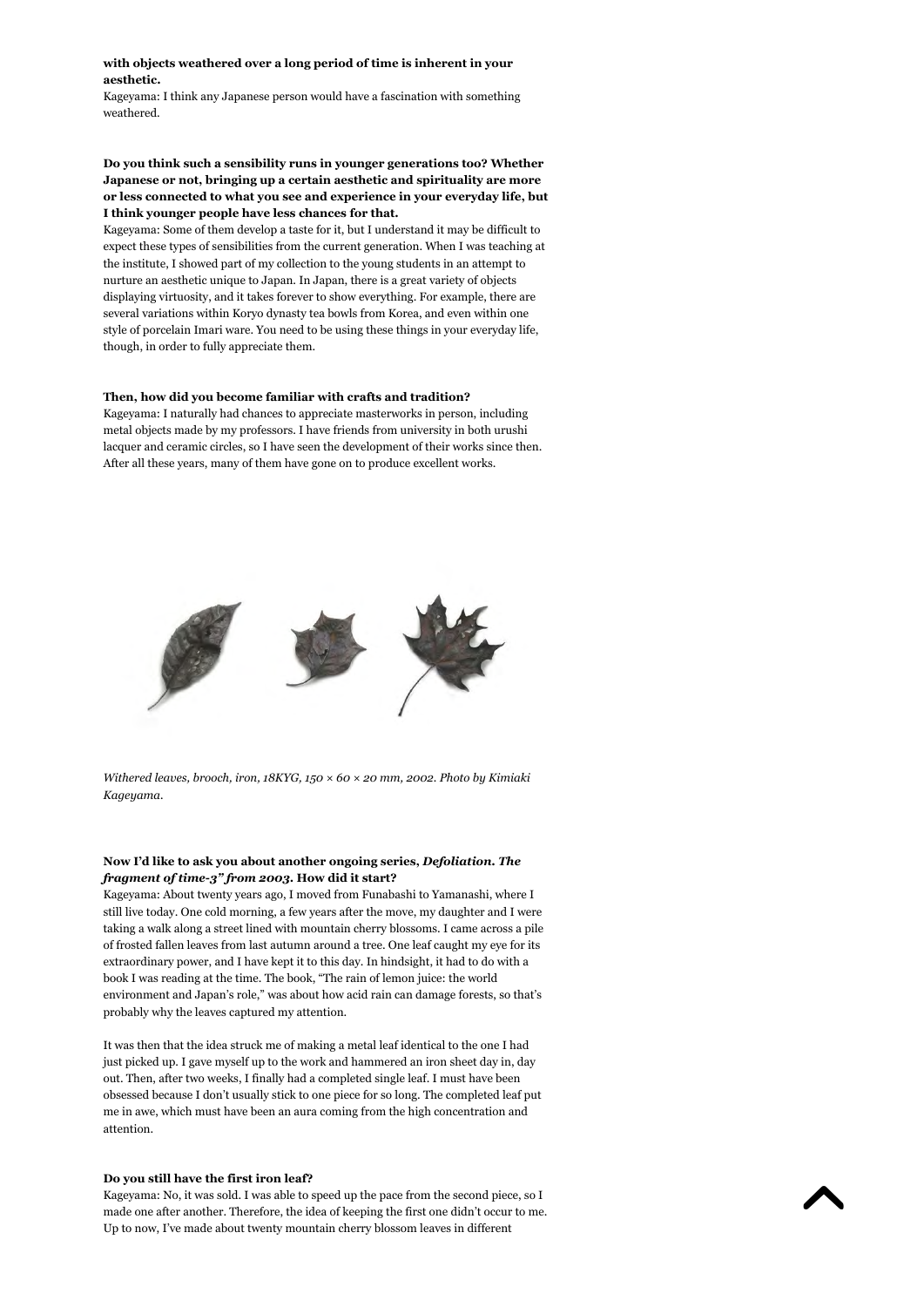**with objects weathered over a long period of time is inherent in your aesthetic.**

Kageyama: I think any Japanese person would have a fascination with something weathered.

**Do you think such a sensibility runs in younger generations too? Whether Japanese or not, bringing up a certain aesthetic and spirituality are more or less connected to what you see and experience in your everyday life, but I think younger people have less chances for that.**

Kageyama: Some of them develop a taste for it, but I understand it may be difficult to expect these types of sensibilities from the current generation. When I was teaching at the institute, I showed part of my collection to the young students in an attempt to nurture an aesthetic unique to Japan. In Japan, there is a great variety of objects displaying virtuosity, and it takes forever to show everything. For example, there are several variations within Koryo dynasty tea bowls from Korea, and even within one style of porcelain Imari ware. You need to be using these things in your everyday life, though, in order to fully appreciate them.

**Then, how did you become familiar with crafts and tradition?**

Kageyama: I naturally had chances to appreciate masterworks in person, including metal objects made by my professors. I have friends from university in both urushi lacquer and ceramic circles, so I have seen the development of their works since then. After all these years, many of them have gone on to produce excellent works.

*Withered leaves, brooch, iron, 18KYG, 150 × 60 × 20 mm, 2002. Photo by Kimiaki Kageyama.*

**Now I'd like to ask you about another ongoing series, *Defoliation. The fragment of time-3" from 2003*. How did it start?**

Kageyama: About twenty years ago, I moved from Funabashi to Yamanashi, where I still live today. One cold morning, a few years after the move, my daughter and I were taking a walk along a street lined with mountain cherry blossoms. I came across a pile of frosted fallen leaves from last autumn around a tree. One leaf caught my eye for its extraordinary power, and I have kept it to this day. In hindsight, it had to do with a book I was reading at the time. The book, "The rain of lemon juice: the world environment and Japan's role," was about how acid rain can damage forests, so that's probably why the leaves captured my attention.

It was then that the idea struck me of making a metal leaf identical to the one I had just picked up. I gave myself up to the work and hammered an iron sheet day in, day out. Then, after two weeks, I finally had a completed single leaf. I must have been obsessed because I don't usually stick to one piece for so long. The completed leaf put me in awe, which must have been an aura coming from the high concentration and attention.

**Do you still have the first iron leaf?**

Kageyama: No, it was sold. I was able to speed up the pace from the second piece, so I made one after another. Therefore, the idea of keeping the first one didn't occur to me. Up to now, I've made about twenty mountain cherry blossom leaves in different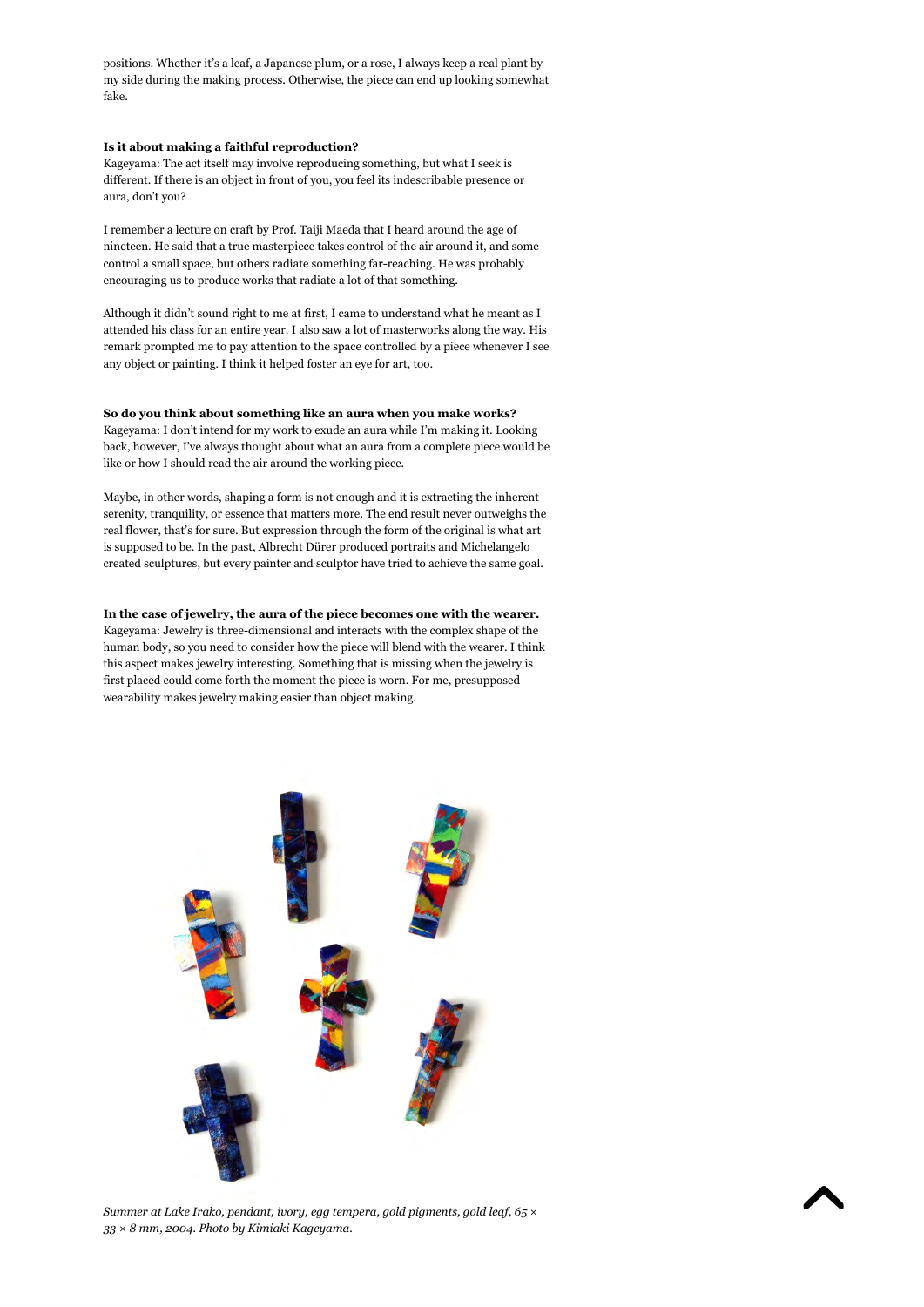positions. Whether it's a leaf, a Japanese plum, or a rose, I always keep a real plant by my side during the making process. Otherwise, the piece can end up looking somewhat fake.

**Is it about making a faithful reproduction?**
Kageyama: The act itself may involve reproducing something, but what I seek is different. If there is an object in front of you, you feel its indescribable presence or aura, don't you?

I remember a lecture on craft by Prof. Taiji Maeda that I heard around the age of nineteen. He said that a true masterpiece takes control of the air around it, and some control a small space, but others radiate something far-reaching. He was probably encouraging us to produce works that radiate a lot of that something.

Although it didn't sound right to me at first, I came to understand what he meant as I attended his class for an entire year. I also saw a lot of masterworks along the way. His remark prompted me to pay attention to the space controlled by a piece whenever I see any object or painting. I think it helped foster an eye for art, too.

**So do you think about something like an aura when you make works?**
Kageyama: I don't intend for my work to exude an aura while I'm making it. Looking back, however, I've always thought about what an aura from a complete piece would be like or how I should read the air around the working piece.

Maybe, in other words, shaping a form is not enough and it is extracting the inherent serenity, tranquility, or essence that matters more. The end result never outweighs the real flower, that's for sure. But expression through the form of the original is what art is supposed to be. In the past, Albrecht Dürer produced portraits and Michelangelo created sculptures, but every painter and sculptor have tried to achieve the same goal.

**In the case of jewelry, the aura of the piece becomes one with the wearer.**
Kageyama: Jewelry is three-dimensional and interacts with the complex shape of the human body, so you need to consider how the piece will blend with the wearer. I think this aspect makes jewelry interesting. Something that is missing when the jewelry is first placed could come forth the moment the piece is worn. For me, presupposed wearability makes jewelry making easier than object making.

*Summer at Lake Irako, pendant, ivory, egg tempera, gold pigments, gold leaf, 65 × 33 × 8 mm, 2004. Photo by Kimiaki Kageyama.*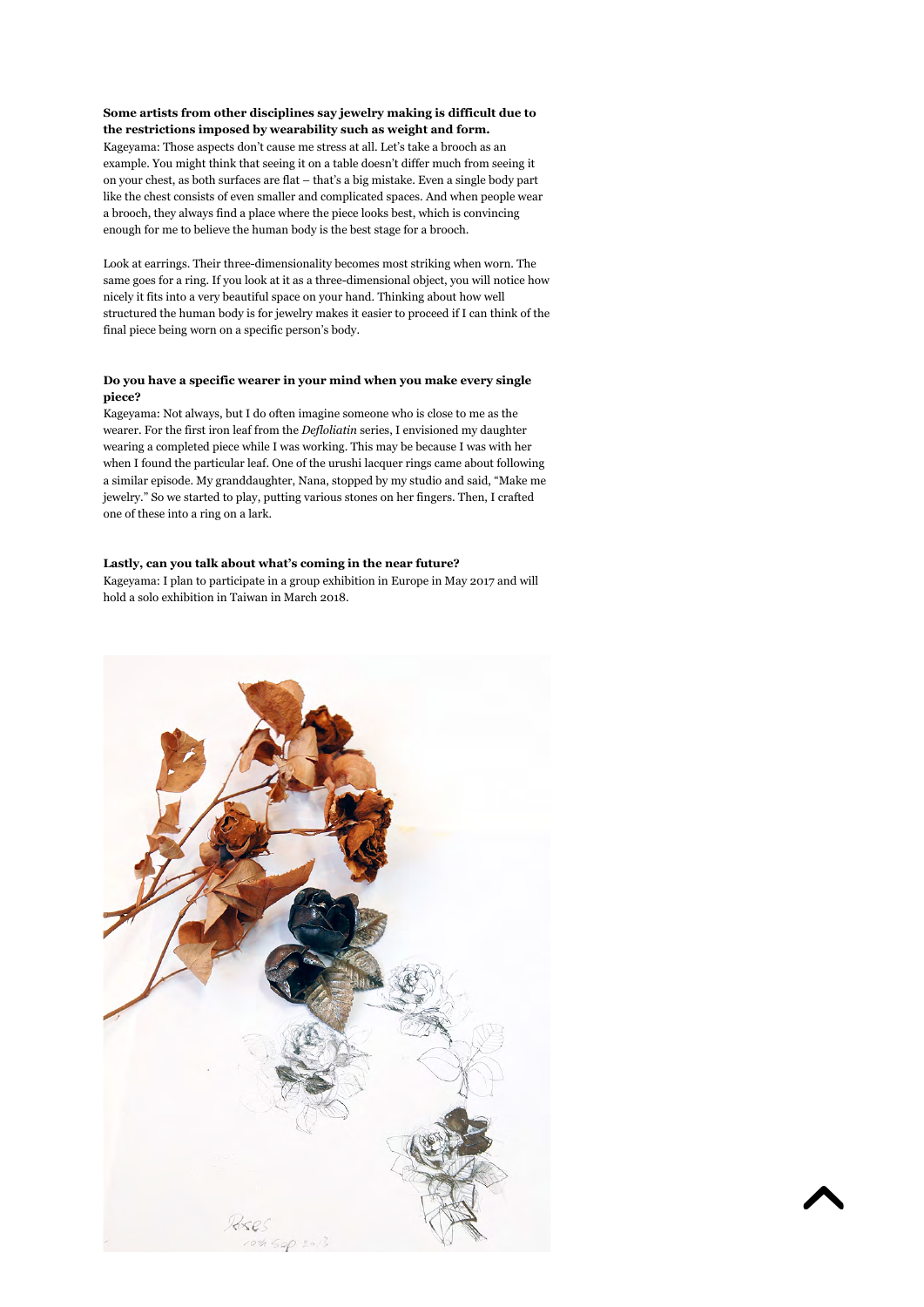**Some artists from other disciplines say jewelry making is difficult due to the restrictions imposed by wearability such as weight and form.**

Kageyama: Those aspects don't cause me stress at all. Let's take a brooch as an example. You might think that seeing it on a table doesn't differ much from seeing it on your chest, as both surfaces are flat – that's a big mistake. Even a single body part like the chest consists of even smaller and complicated spaces. And when people wear a brooch, they always find a place where the piece looks best, which is convincing enough for me to believe the human body is the best stage for a brooch.

Look at earrings. Their three-dimensionality becomes most striking when worn. The same goes for a ring. If you look at it as a three-dimensional object, you will notice how nicely it fits into a very beautiful space on your hand. Thinking about how well structured the human body is for jewelry makes it easier to proceed if I can think of the final piece being worn on a specific person's body.

**Do you have a specific wearer in your mind when you make every single piece?**

Kageyama: Not always, but I do often imagine someone who is close to me as the wearer. For the first iron leaf from the *Defloliatin* series, I envisioned my daughter wearing a completed piece while I was working. This may be because I was with her when I found the particular leaf. One of the urushi lacquer rings came about following a similar episode. My granddaughter, Nana, stopped by my studio and said, "Make me jewelry." So we started to play, putting various stones on her fingers. Then, I crafted one of these into a ring on a lark.

**Lastly, can you talk about what's coming in the near future?**

Kageyama: I plan to participate in a group exhibition in Europe in May 2017 and will hold a solo exhibition in Taiwan in March 2018.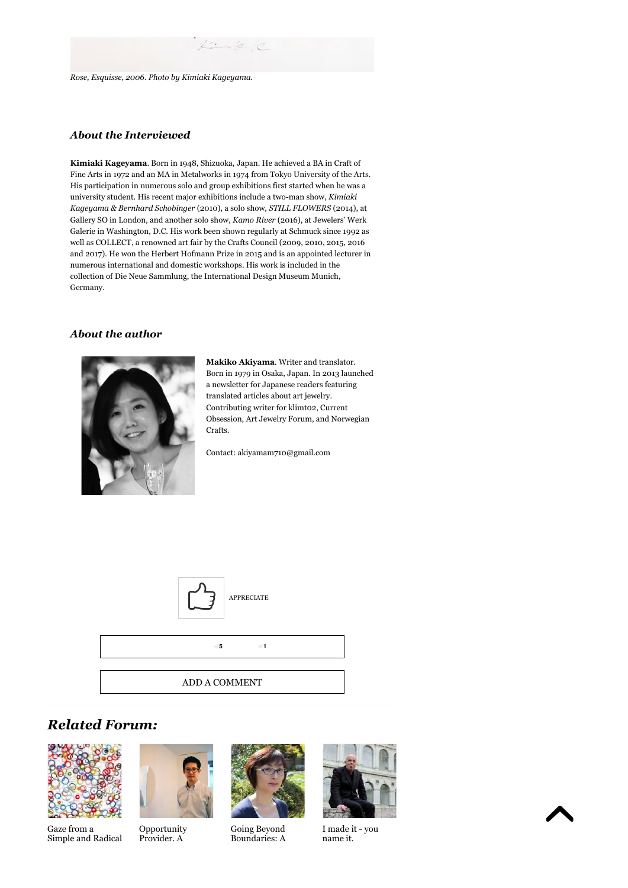*Rose, Esquisse, 2006. Photo by Kimiaki Kageyama.*

### *About the Interviewed*

**Kimiaki Kageyama**. Born in 1948, Shizuoka, Japan. He achieved a BA in Craft of Fine Arts in 1972 and an MA in Metalworks in 1974 from Tokyo University of the Arts. His participation in numerous solo and group exhibitions first started when he was a university student. His recent major exhibitions include a two-man show, *Kimiaki Kageyama & Bernhard Schobinger* (2010), a solo show, *STILL FLOWERS* (2014), at Gallery SO in London, and another solo show, *Kamo River* (2016), at Jewelers' Werk Galerie in Washington, D.C. His work been shown regularly at Schmuck since 1992 as well as COLLECT, a renowned art fair by the Crafts Council (2009, 2010, 2015, 2016 and 2017). He won the Herbert Hofmann Prize in 2015 and is an appointed lecturer in numerous international and domestic workshops. His work is included in the collection of Die Neue Sammlung, the International Design Museum Munich, Germany.

### *About the author*

**Makiko Akiyama**. Writer and translator. Born in 1979 in Osaka, Japan. In 2013 launched a newsletter for Japanese readers featuring translated articles about art jewelry. Contributing writer for klimt02, Current Obsession, Art Jewelry Forum, and Norwegian Crafts.

Contact: akiyamam710@gmail.com

APPRECIATE

5 1

ADD A COMMENT

## *Related Forum:*

Gaze from a Simple and Radical

Opportunity Provider. A

Going Beyond Boundaries: A

I made it - you name it.